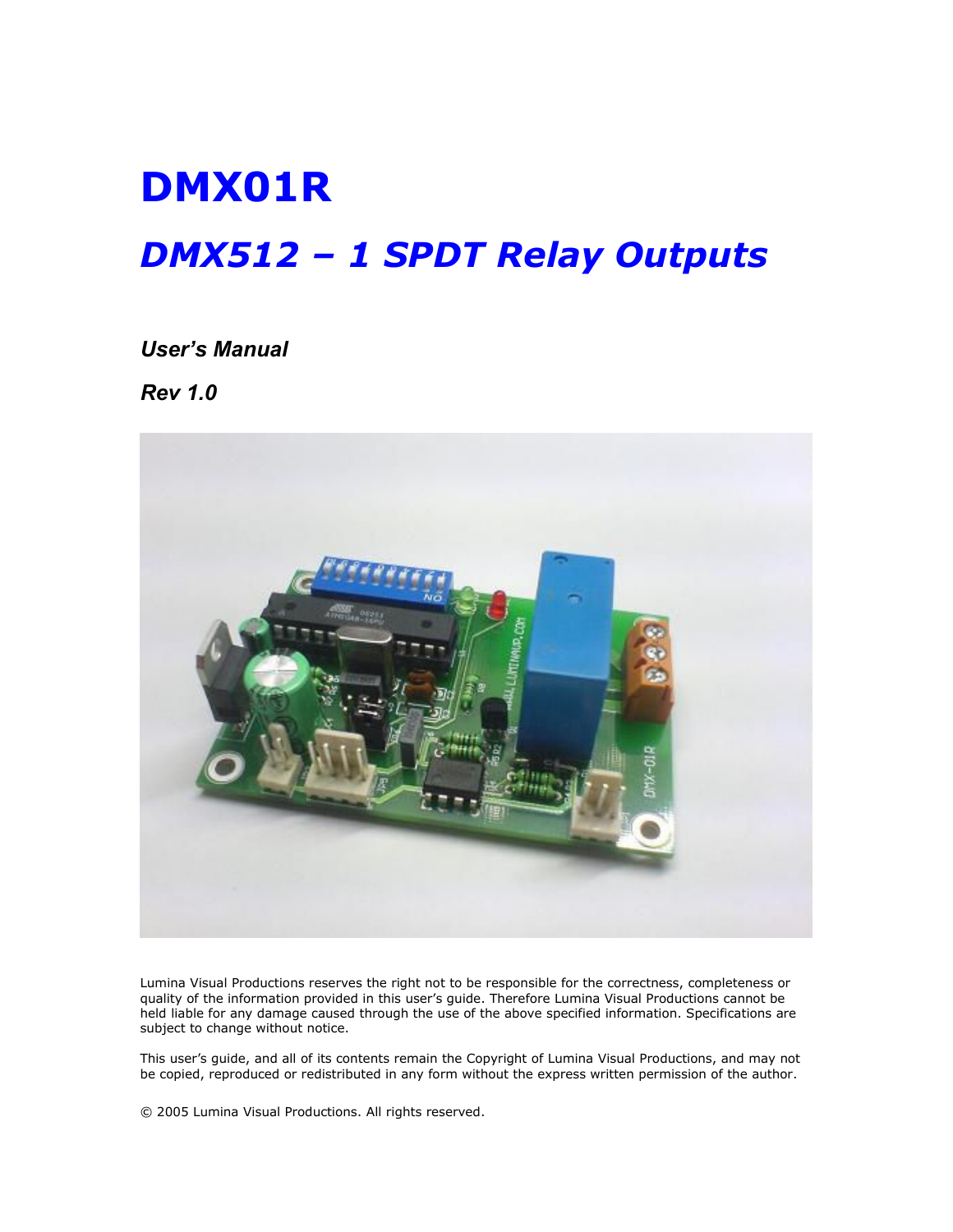# DMX01R

## *DMX512 – 1 SPDT Relay Outputs*

***User's Manual***

***Rev 1.0***

Lumina Visual Productions reserves the right not to be responsible for the correctness, completeness or quality of the information provided in this user's guide. Therefore Lumina Visual Productions cannot be held liable for any damage caused through the use of the above specified information. Specifications are subject to change without notice.

This user's guide, and all of its contents remain the Copyright of Lumina Visual Productions, and may not be copied, reproduced or redistributed in any form without the express written permission of the author.

© 2005 Lumina Visual Productions. All rights reserved.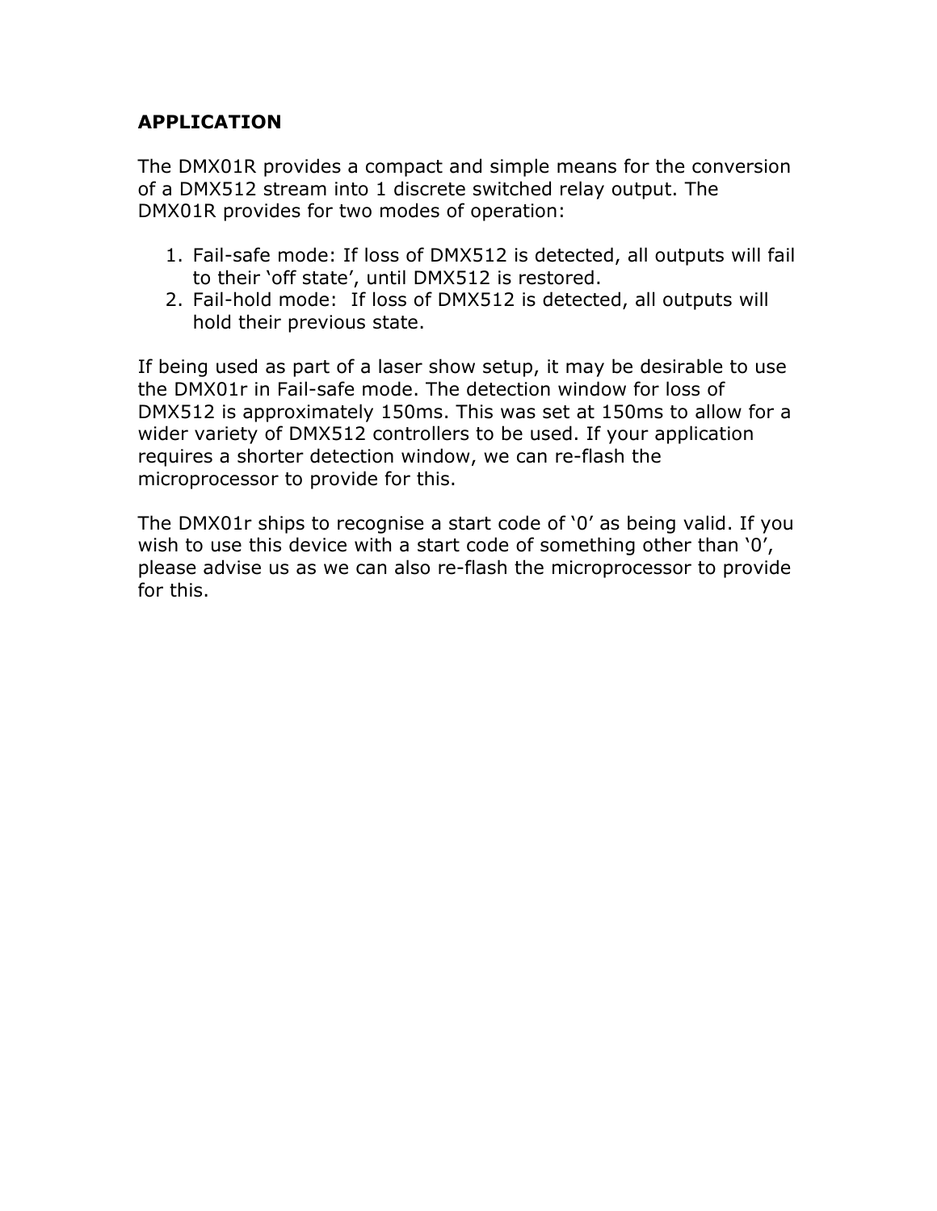## APPLICATION

The DMX01R provides a compact and simple means for the conversion of a DMX512 stream into 1 discrete switched relay output. The DMX01R provides for two modes of operation:

1. Fail-safe mode: If loss of DMX512 is detected, all outputs will fail to their 'off state', until DMX512 is restored.
2. Fail-hold mode: If loss of DMX512 is detected, all outputs will hold their previous state.

If being used as part of a laser show setup, it may be desirable to use the DMX01r in Fail-safe mode. The detection window for loss of DMX512 is approximately 150ms. This was set at 150ms to allow for a wider variety of DMX512 controllers to be used. If your application requires a shorter detection window, we can re-flash the microprocessor to provide for this.

The DMX01r ships to recognise a start code of '0' as being valid. If you wish to use this device with a start code of something other than '0', please advise us as we can also re-flash the microprocessor to provide for this.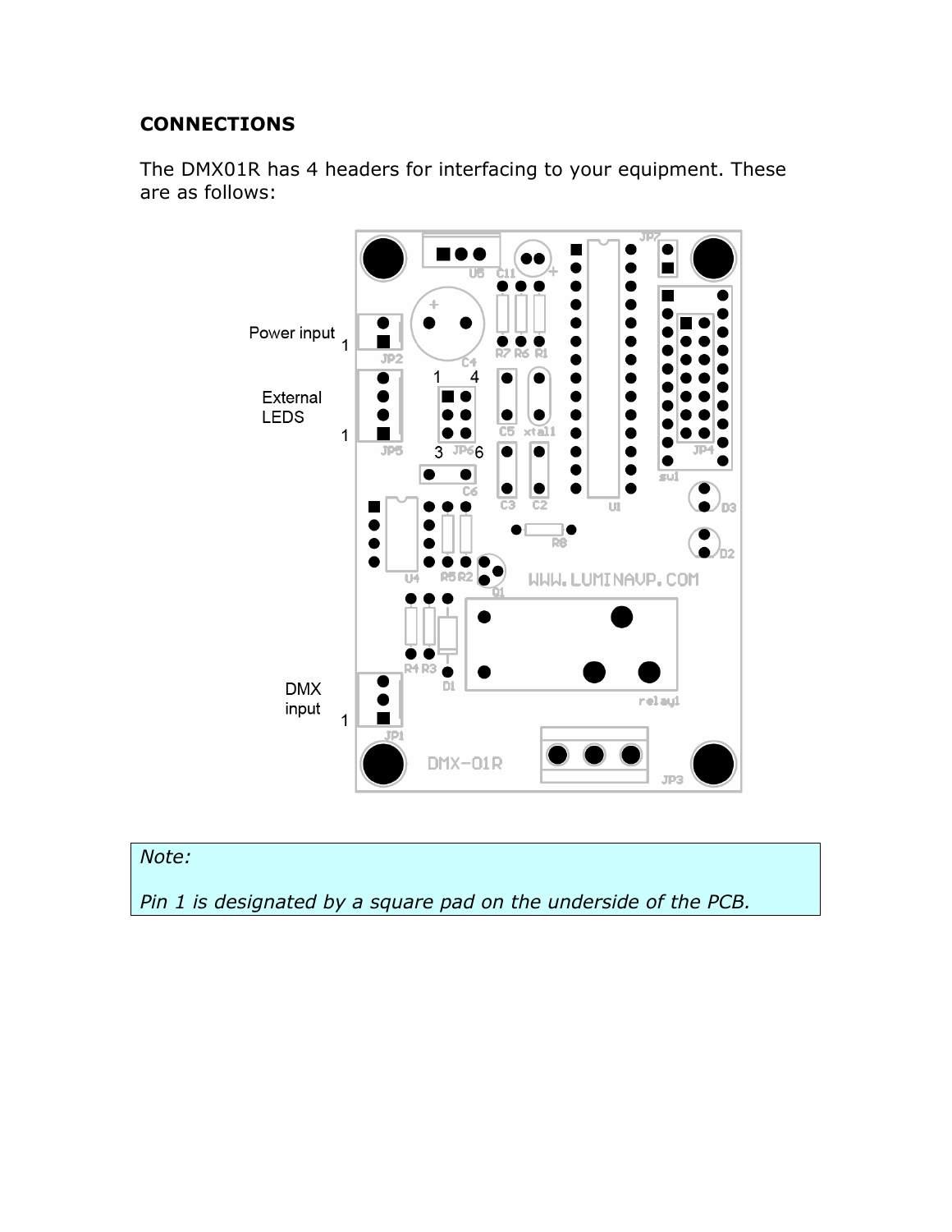**CONNECTIONS**

The DMX01R has 4 headers for interfacing to your equipment. These are as follows:

Power input 1

External LEDS 1

DMX input 1

> *Note:*
>
> *Pin 1 is designated by a square pad on the underside of the PCB.*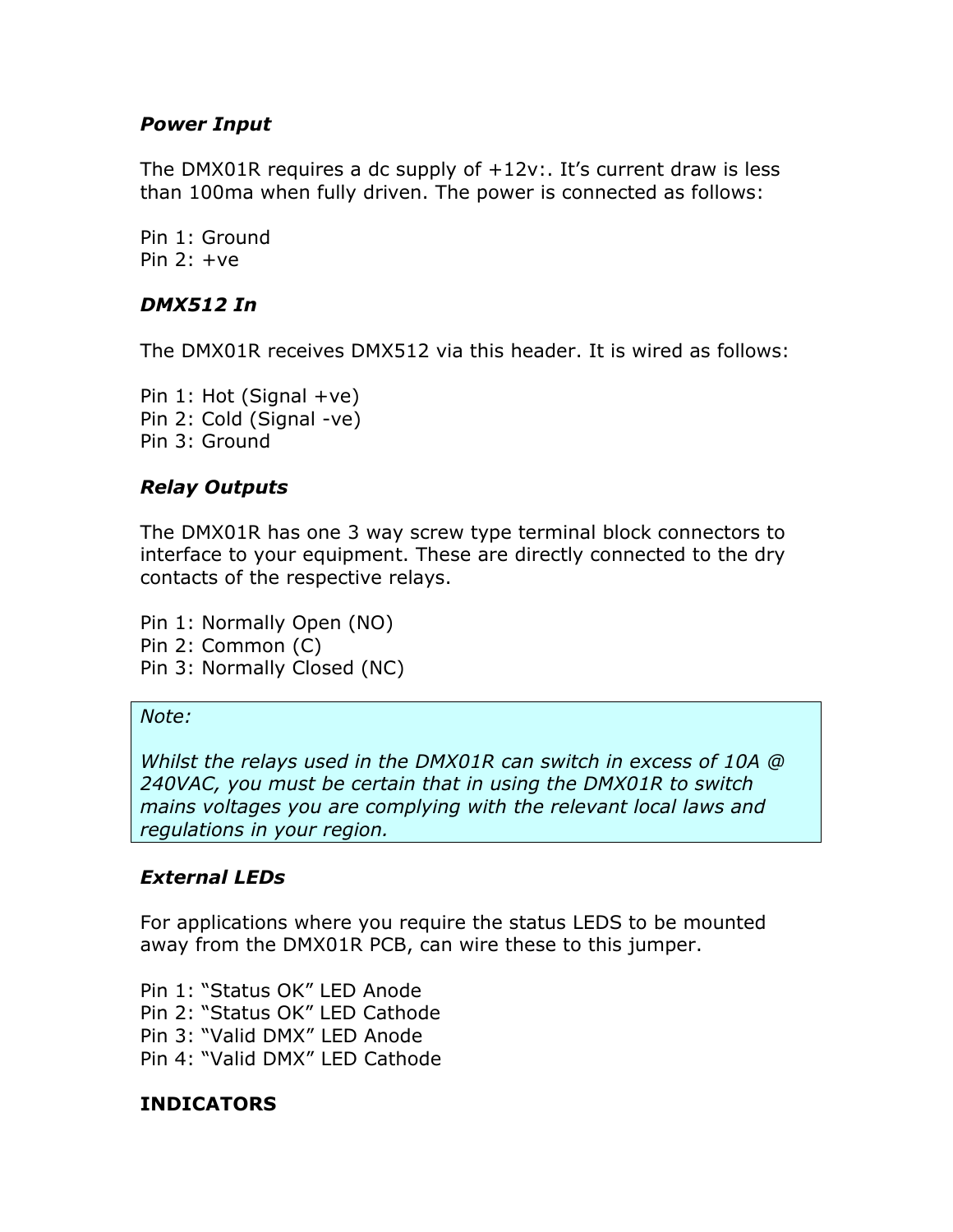### *Power Input*

The DMX01R requires a dc supply of +12v:. It's current draw is less than 100ma when fully driven. The power is connected as follows:

Pin 1: Ground
Pin 2: +ve

### *DMX512 In*

The DMX01R receives DMX512 via this header. It is wired as follows:

Pin 1: Hot (Signal +ve)
Pin 2: Cold (Signal -ve)
Pin 3: Ground

### *Relay Outputs*

The DMX01R has one 3 way screw type terminal block connectors to interface to your equipment. These are directly connected to the dry contacts of the respective relays.

Pin 1: Normally Open (NO)
Pin 2: Common (C)
Pin 3: Normally Closed (NC)

> *Note:*
>
> *Whilst the relays used in the DMX01R can switch in excess of 10A @ 240VAC, you must be certain that in using the DMX01R to switch mains voltages you are complying with the relevant local laws and regulations in your region.*

### *External LEDs*

For applications where you require the status LEDS to be mounted away from the DMX01R PCB, can wire these to this jumper.

Pin 1: "Status OK" LED Anode
Pin 2: "Status OK" LED Cathode
Pin 3: "Valid DMX" LED Anode
Pin 4: "Valid DMX" LED Cathode

## INDICATORS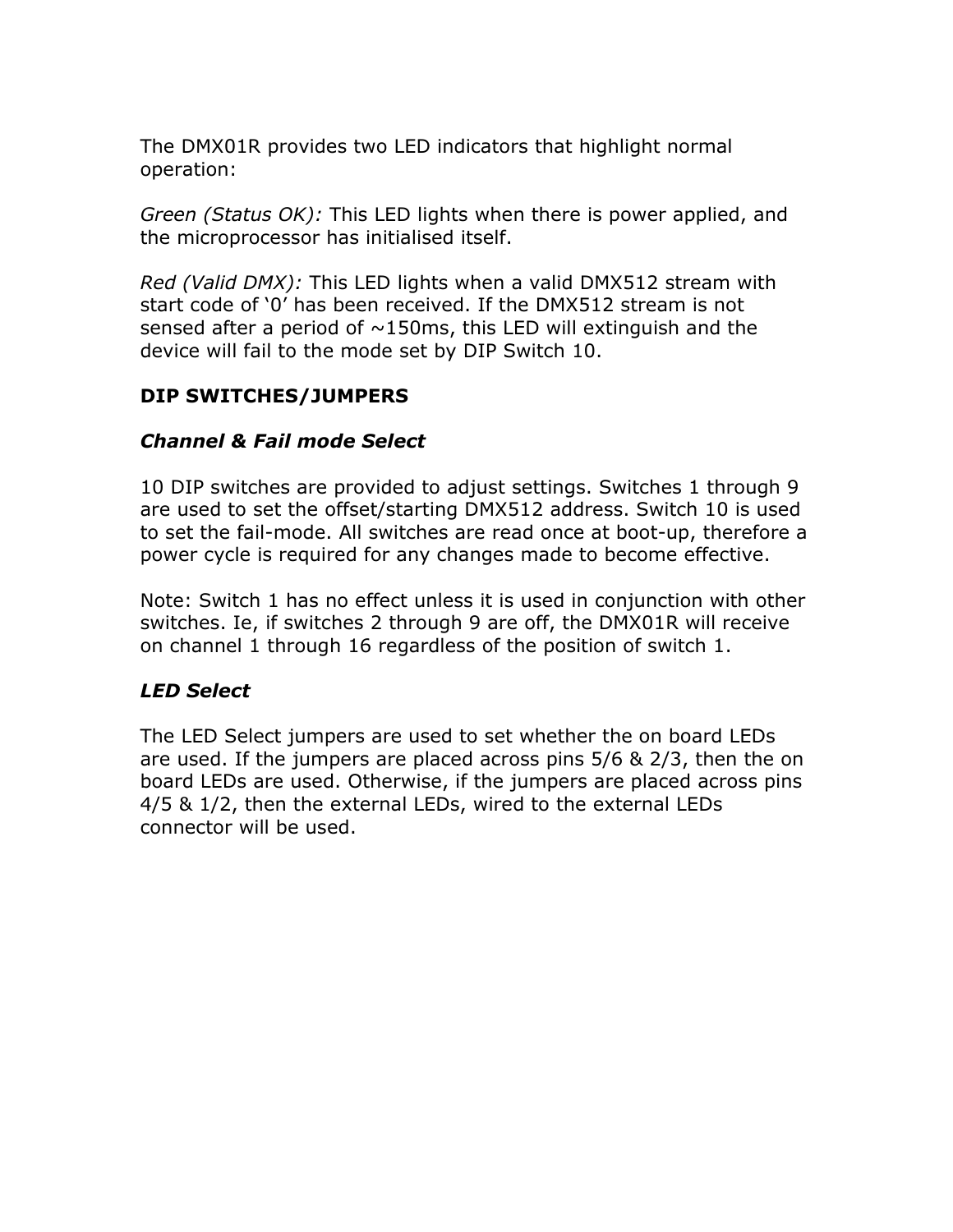The DMX01R provides two LED indicators that highlight normal operation:

*Green (Status OK):* This LED lights when there is power applied, and the microprocessor has initialised itself.

*Red (Valid DMX):* This LED lights when a valid DMX512 stream with start code of '0' has been received. If the DMX512 stream is not sensed after a period of ~150ms, this LED will extinguish and the device will fail to the mode set by DIP Switch 10.

## DIP SWITCHES/JUMPERS

### *Channel & Fail mode Select*

10 DIP switches are provided to adjust settings. Switches 1 through 9 are used to set the offset/starting DMX512 address. Switch 10 is used to set the fail-mode. All switches are read once at boot-up, therefore a power cycle is required for any changes made to become effective.

Note: Switch 1 has no effect unless it is used in conjunction with other switches. Ie, if switches 2 through 9 are off, the DMX01R will receive on channel 1 through 16 regardless of the position of switch 1.

### *LED Select*

The LED Select jumpers are used to set whether the on board LEDs are used. If the jumpers are placed across pins 5/6 & 2/3, then the on board LEDs are used. Otherwise, if the jumpers are placed across pins 4/5 & 1/2, then the external LEDs, wired to the external LEDs connector will be used.